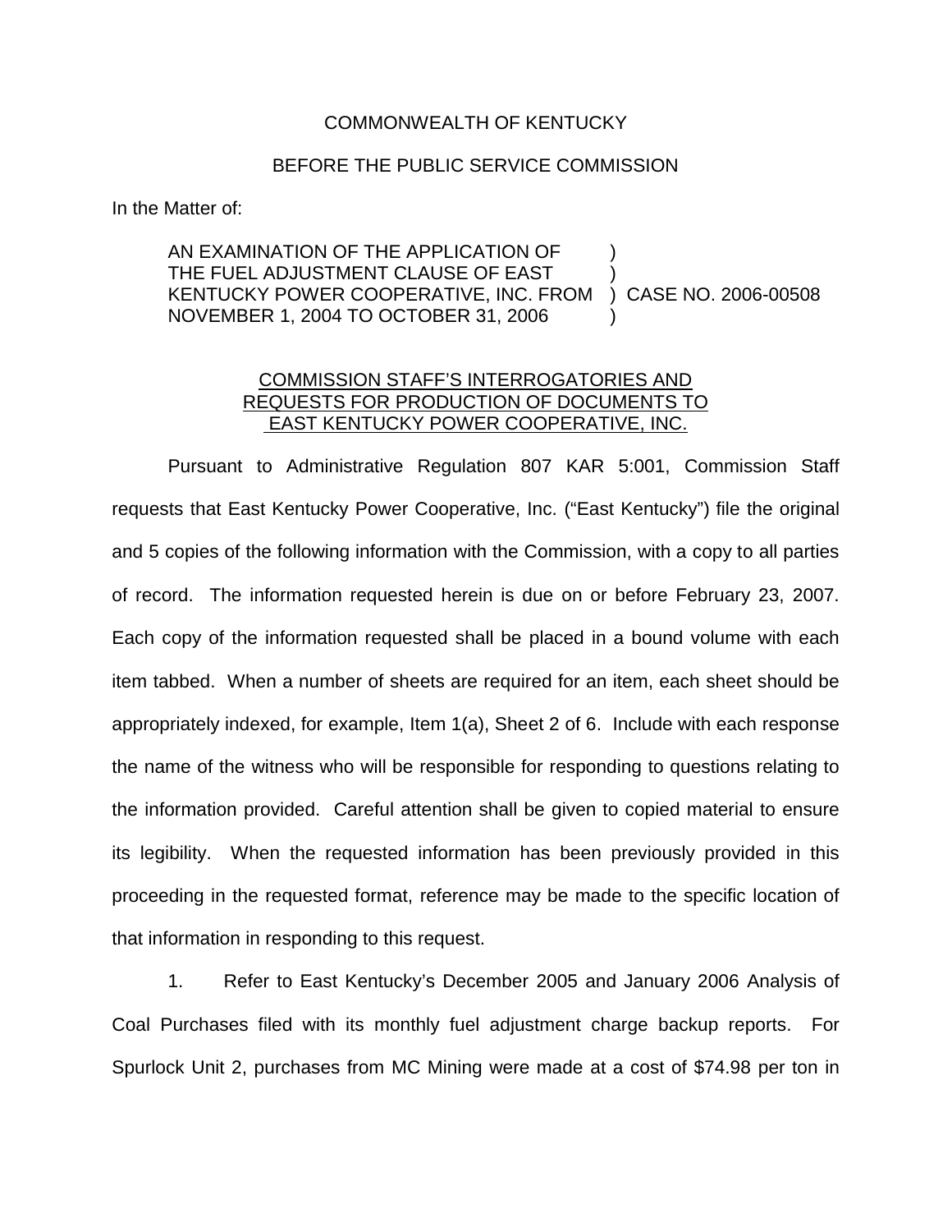COMMONWEALTH OF KENTUCKY

BEFORE THE PUBLIC SERVICE COMMISSION

In the Matter of:

| | | |
|---|---|---|
| AN EXAMINATION OF THE APPLICATION OF THE FUEL ADJUSTMENT CLAUSE OF EAST KENTUCKY POWER COOPERATIVE, INC. FROM NOVEMBER 1, 2004 TO OCTOBER 31, 2006 | ) ) ) ) | CASE NO. 2006-00508 |

COMMISSION STAFF'S INTERROGATORIES AND REQUESTS FOR PRODUCTION OF DOCUMENTS TO EAST KENTUCKY POWER COOPERATIVE, INC.

Pursuant to Administrative Regulation 807 KAR 5:001, Commission Staff requests that East Kentucky Power Cooperative, Inc. ("East Kentucky") file the original and 5 copies of the following information with the Commission, with a copy to all parties of record. The information requested herein is due on or before February 23, 2007. Each copy of the information requested shall be placed in a bound volume with each item tabbed. When a number of sheets are required for an item, each sheet should be appropriately indexed, for example, Item 1(a), Sheet 2 of 6. Include with each response the name of the witness who will be responsible for responding to questions relating to the information provided. Careful attention shall be given to copied material to ensure its legibility. When the requested information has been previously provided in this proceeding in the requested format, reference may be made to the specific location of that information in responding to this request.

1. Refer to East Kentucky's December 2005 and January 2006 Analysis of Coal Purchases filed with its monthly fuel adjustment charge backup reports. For Spurlock Unit 2, purchases from MC Mining were made at a cost of $74.98 per ton in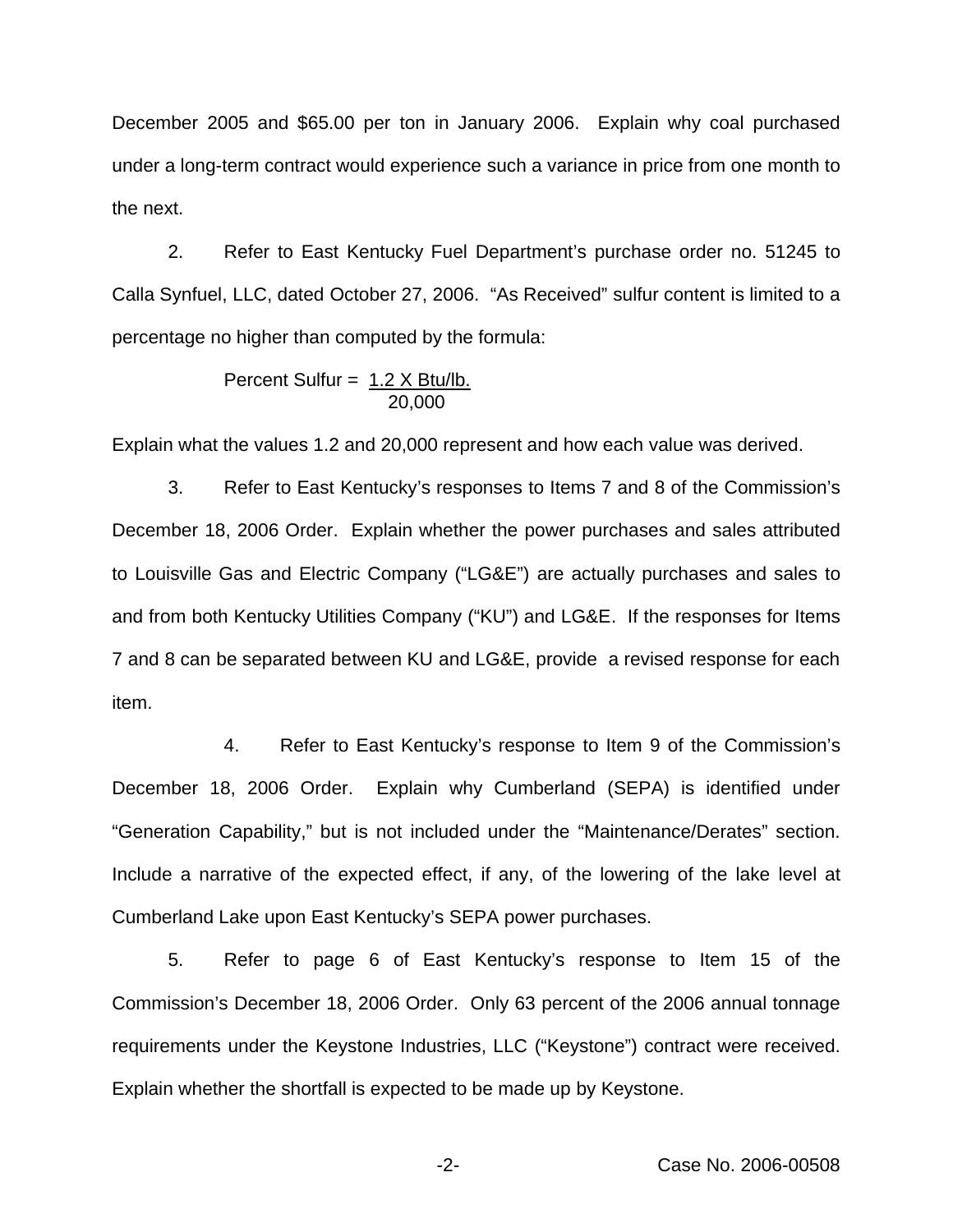December 2005 and \$65.00 per ton in January 2006. Explain why coal purchased under a long-term contract would experience such a variance in price from one month to the next.

2. Refer to East Kentucky Fuel Department's purchase order no. 51245 to Calla Synfuel, LLC, dated October 27, 2006. "As Received" sulfur content is limited to a percentage no higher than computed by the formula:

$$\text{Percent Sulfur} = \frac{1.2 \text{ X Btu/lb.}}{20{,}000}$$

Explain what the values 1.2 and 20,000 represent and how each value was derived.

3. Refer to East Kentucky's responses to Items 7 and 8 of the Commission's December 18, 2006 Order. Explain whether the power purchases and sales attributed to Louisville Gas and Electric Company ("LG&E") are actually purchases and sales to and from both Kentucky Utilities Company ("KU") and LG&E. If the responses for Items 7 and 8 can be separated between KU and LG&E, provide a revised response for each item.

4. Refer to East Kentucky's response to Item 9 of the Commission's December 18, 2006 Order. Explain why Cumberland (SEPA) is identified under "Generation Capability," but is not included under the "Maintenance/Derates" section. Include a narrative of the expected effect, if any, of the lowering of the lake level at Cumberland Lake upon East Kentucky's SEPA power purchases.

5. Refer to page 6 of East Kentucky's response to Item 15 of the Commission's December 18, 2006 Order. Only 63 percent of the 2006 annual tonnage requirements under the Keystone Industries, LLC ("Keystone") contract were received. Explain whether the shortfall is expected to be made up by Keystone.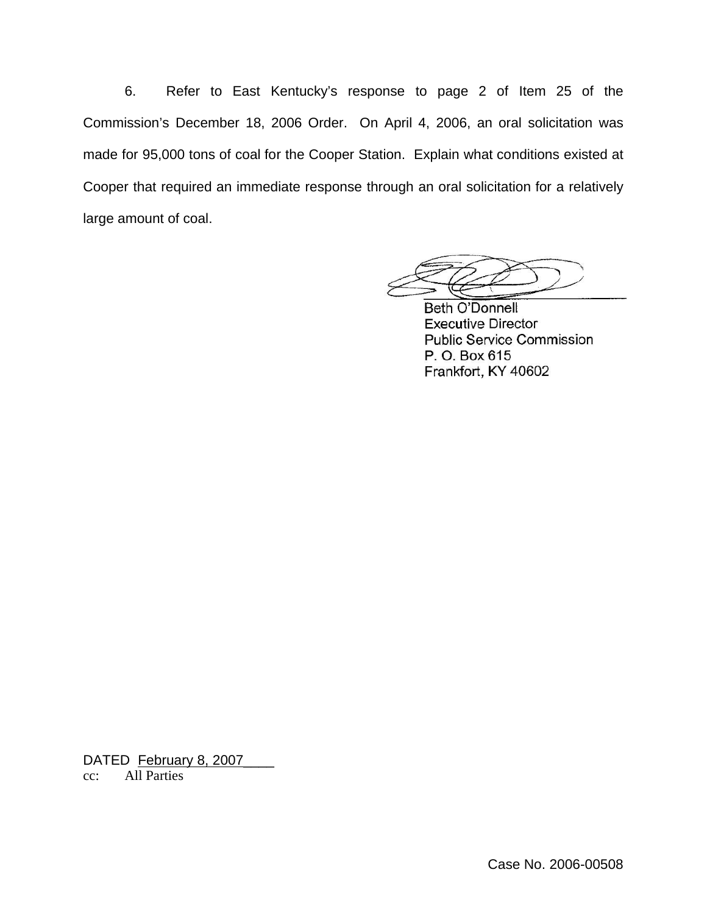6. Refer to East Kentucky's response to page 2 of Item 25 of the Commission's December 18, 2006 Order. On April 4, 2006, an oral solicitation was made for 95,000 tons of coal for the Cooper Station. Explain what conditions existed at Cooper that required an immediate response through an oral solicitation for a relatively large amount of coal.

Beth O'Donnell
Executive Director
Public Service Commission
P. O. Box 615
Frankfort, KY 40602

DATED February 8, 2007

cc: All Parties

Case No. 2006-00508